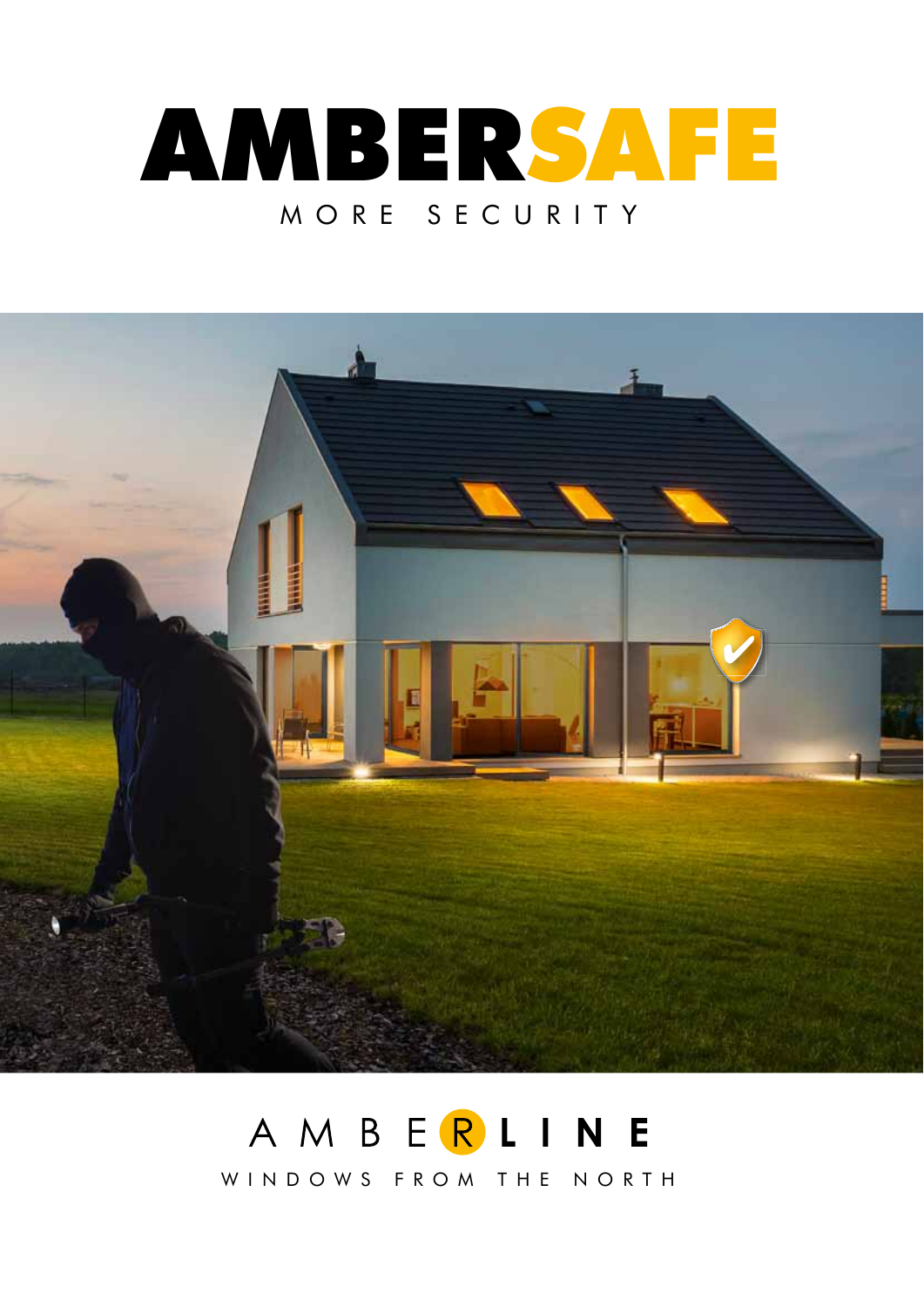# AMBERSAFE

MORE SECURITY

AMBERLINE

WINDOWS FROM THE NORTH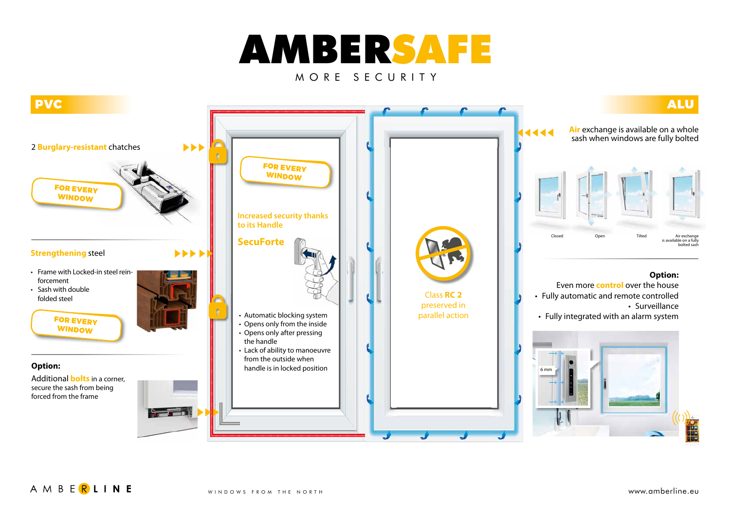# AMBERSAFE

MORE SECURITY

## PVC

2 **Burglary-resistant** chatches

FOR EVERY WINDOW

**Strengthening** steel

- Frame with Locked-in steel rein-forcement
- Sash with double folded steel

FOR EVERY WINDOW

**Option:**

Additional **bolts** in a corner, secure the sash from being forced from the frame

FOR EVERY WINDOW

Increased security thanks to its Handle

**SecuForte**

- Automatic blocking system
- Opens only from the inside
- Opens only after pressing the handle
- Lack of ability to manoeuvre from the outside when handle is in locked position

Class **RC 2** preserved in parallel action

## ALU

**Air** exchange is available on a whole sash when windows are fully bolted

Closed — Open — Tilted — Air exchange is available on a fully bolted sash

**Option:**

Even more **control** over the house

- Fully automatic and remote controlled
- Surveillance
- Fully integrated with an alarm system

6 mm

AMBERLINE

WINDOWS FROM THE NORTH

www.amberline.eu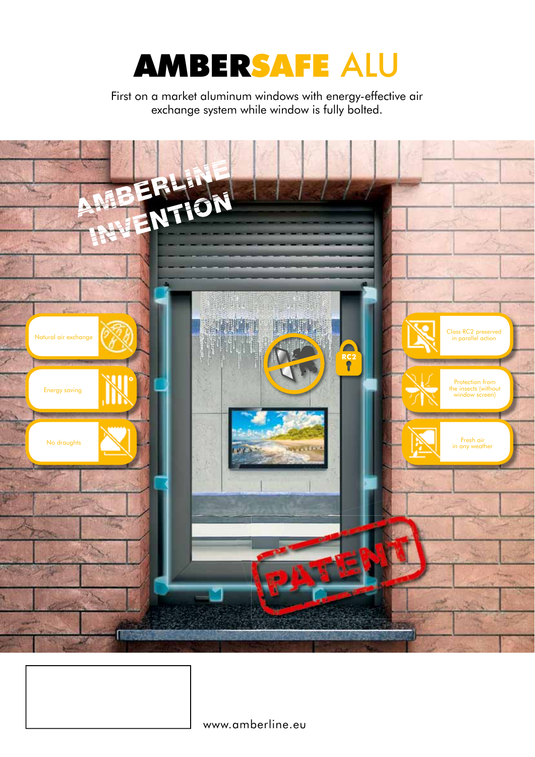# AMBERSAFE ALU

First on a market aluminum windows with energy-effective air exchange system while window is fully bolted.

AMBERLINE INVENTION

Natural air exchange

Energy saving

No draughts

Class RC2 preserved in parallel action

Protection from the insects (without window screen)

Fresh air in any weather

RC2

PATENT

www.amberline.eu